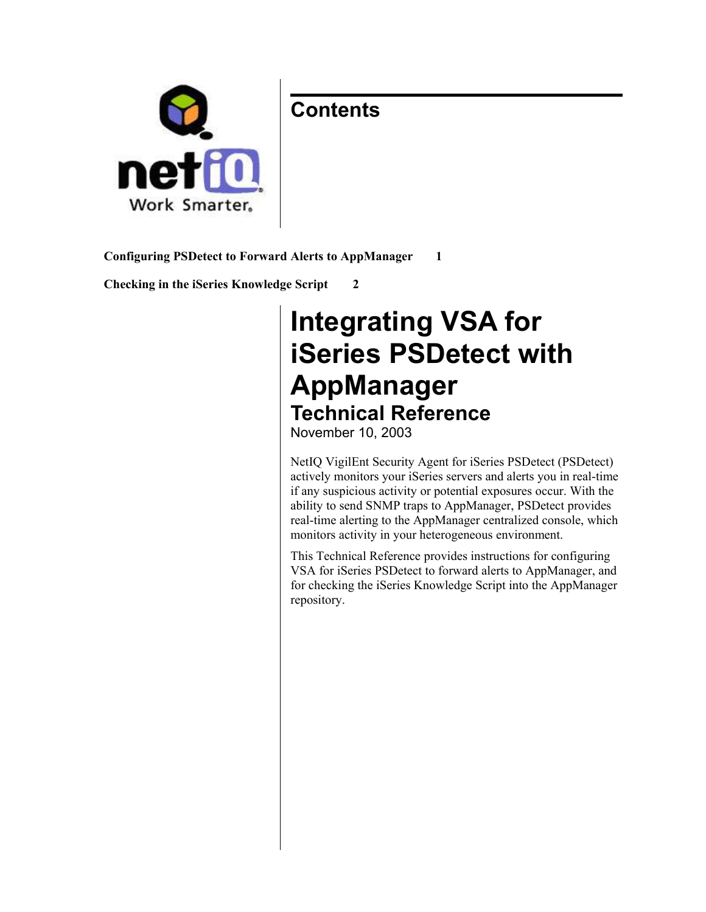## Contents

**Configuring PSDetect to Forward Alerts to AppManager 1**

**Checking in the iSeries Knowledge Script 2**

# Integrating VSA for iSeries PSDetect with AppManager

## Technical Reference

November 10, 2003

NetIQ VigilEnt Security Agent for iSeries PSDetect (PSDetect) actively monitors your iSeries servers and alerts you in real-time if any suspicious activity or potential exposures occur. With the ability to send SNMP traps to AppManager, PSDetect provides real-time alerting to the AppManager centralized console, which monitors activity in your heterogeneous environment.

This Technical Reference provides instructions for configuring VSA for iSeries PSDetect to forward alerts to AppManager, and for checking the iSeries Knowledge Script into the AppManager repository.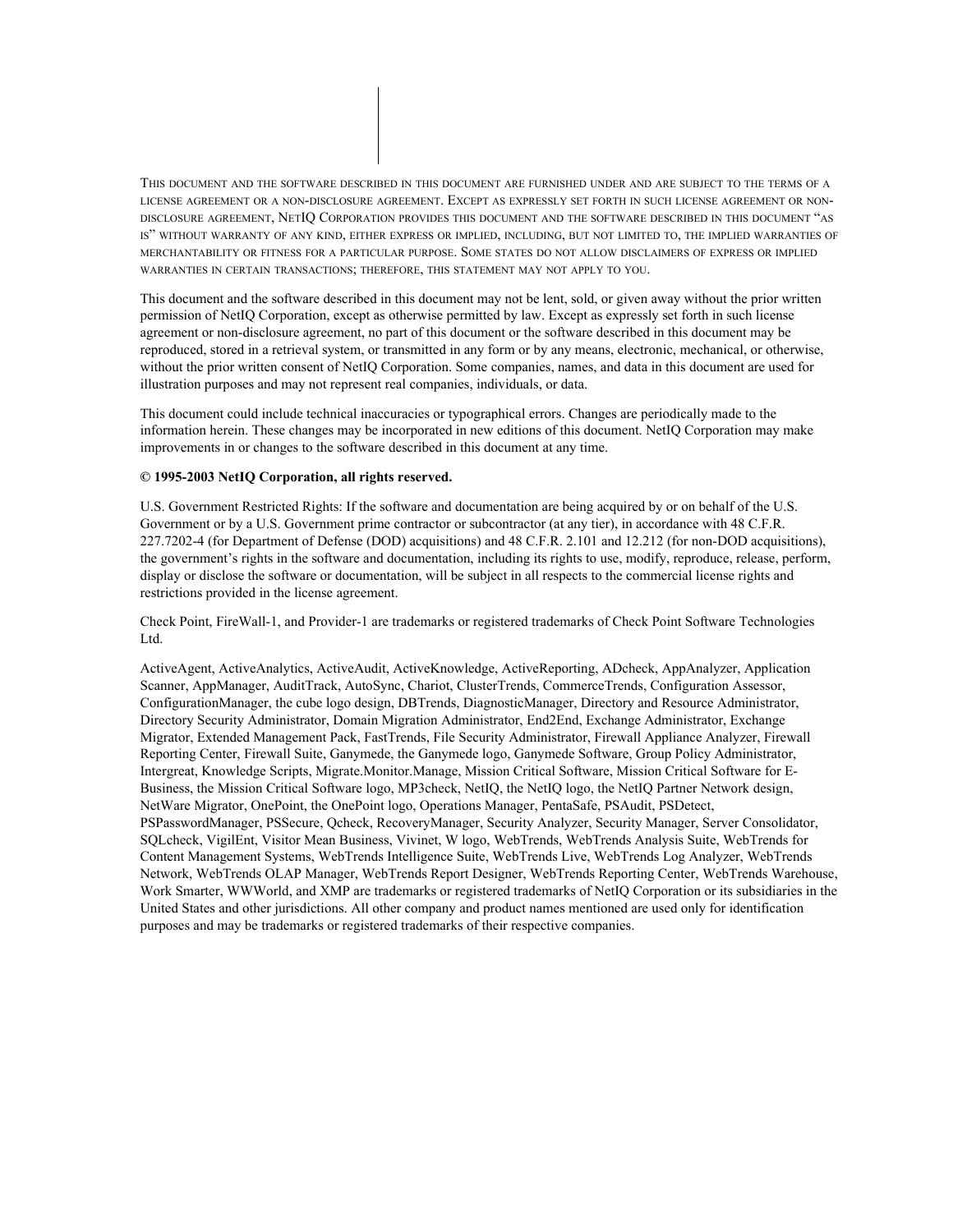THIS DOCUMENT AND THE SOFTWARE DESCRIBED IN THIS DOCUMENT ARE FURNISHED UNDER AND ARE SUBJECT TO THE TERMS OF A LICENSE AGREEMENT OR A NON-DISCLOSURE AGREEMENT. EXCEPT AS EXPRESSLY SET FORTH IN SUCH LICENSE AGREEMENT OR NON-DISCLOSURE AGREEMENT, NETIQ CORPORATION PROVIDES THIS DOCUMENT AND THE SOFTWARE DESCRIBED IN THIS DOCUMENT "AS IS" WITHOUT WARRANTY OF ANY KIND, EITHER EXPRESS OR IMPLIED, INCLUDING, BUT NOT LIMITED TO, THE IMPLIED WARRANTIES OF MERCHANTABILITY OR FITNESS FOR A PARTICULAR PURPOSE. SOME STATES DO NOT ALLOW DISCLAIMERS OF EXPRESS OR IMPLIED WARRANTIES IN CERTAIN TRANSACTIONS; THEREFORE, THIS STATEMENT MAY NOT APPLY TO YOU.

This document and the software described in this document may not be lent, sold, or given away without the prior written permission of NetIQ Corporation, except as otherwise permitted by law. Except as expressly set forth in such license agreement or non-disclosure agreement, no part of this document or the software described in this document may be reproduced, stored in a retrieval system, or transmitted in any form or by any means, electronic, mechanical, or otherwise, without the prior written consent of NetIQ Corporation. Some companies, names, and data in this document are used for illustration purposes and may not represent real companies, individuals, or data.

This document could include technical inaccuracies or typographical errors. Changes are periodically made to the information herein. These changes may be incorporated in new editions of this document. NetIQ Corporation may make improvements in or changes to the software described in this document at any time.

**© 1995-2003 NetIQ Corporation, all rights reserved.**

U.S. Government Restricted Rights: If the software and documentation are being acquired by or on behalf of the U.S. Government or by a U.S. Government prime contractor or subcontractor (at any tier), in accordance with 48 C.F.R. 227.7202-4 (for Department of Defense (DOD) acquisitions) and 48 C.F.R. 2.101 and 12.212 (for non-DOD acquisitions), the government's rights in the software and documentation, including its rights to use, modify, reproduce, release, perform, display or disclose the software or documentation, will be subject in all respects to the commercial license rights and restrictions provided in the license agreement.

Check Point, FireWall-1, and Provider-1 are trademarks or registered trademarks of Check Point Software Technologies Ltd.

ActiveAgent, ActiveAnalytics, ActiveAudit, ActiveKnowledge, ActiveReporting, ADcheck, AppAnalyzer, Application Scanner, AppManager, AuditTrack, AutoSync, Chariot, ClusterTrends, CommerceTrends, Configuration Assessor, ConfigurationManager, the cube logo design, DBTrends, DiagnosticManager, Directory and Resource Administrator, Directory Security Administrator, Domain Migration Administrator, End2End, Exchange Administrator, Exchange Migrator, Extended Management Pack, FastTrends, File Security Administrator, Firewall Appliance Analyzer, Firewall Reporting Center, Firewall Suite, Ganymede, the Ganymede logo, Ganymede Software, Group Policy Administrator, Intergreat, Knowledge Scripts, Migrate.Monitor.Manage, Mission Critical Software, Mission Critical Software for E-Business, the Mission Critical Software logo, MP3check, NetIQ, the NetIQ logo, the NetIQ Partner Network design, NetWare Migrator, OnePoint, the OnePoint logo, Operations Manager, PentaSafe, PSAudit, PSDetect, PSPasswordManager, PSSecure, Qcheck, RecoveryManager, Security Analyzer, Security Manager, Server Consolidator, SQLcheck, VigilEnt, Visitor Mean Business, Vivinet, W logo, WebTrends, WebTrends Analysis Suite, WebTrends for Content Management Systems, WebTrends Intelligence Suite, WebTrends Live, WebTrends Log Analyzer, WebTrends Network, WebTrends OLAP Manager, WebTrends Report Designer, WebTrends Reporting Center, WebTrends Warehouse, Work Smarter, WWWorld, and XMP are trademarks or registered trademarks of NetIQ Corporation or its subsidiaries in the United States and other jurisdictions. All other company and product names mentioned are used only for identification purposes and may be trademarks or registered trademarks of their respective companies.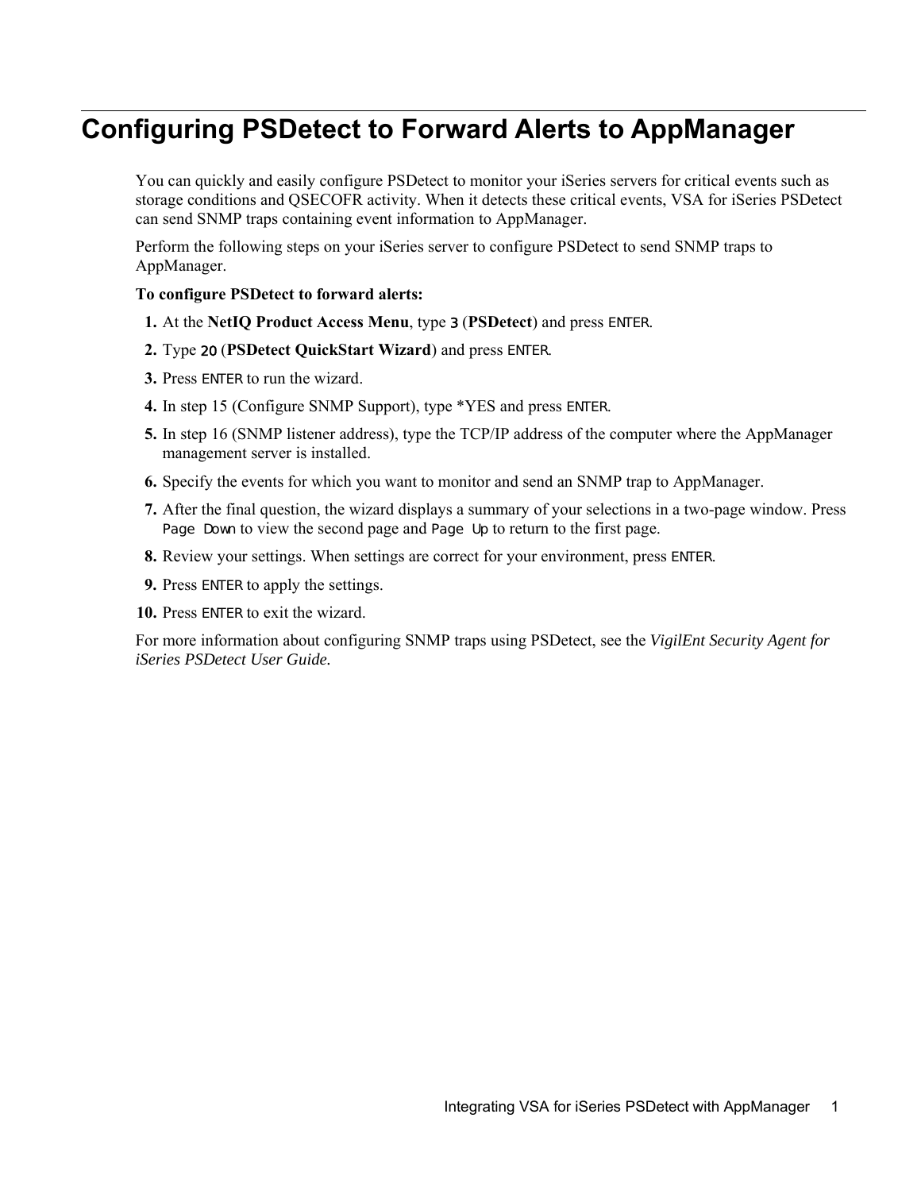# Configuring PSDetect to Forward Alerts to AppManager

You can quickly and easily configure PSDetect to monitor your iSeries servers for critical events such as storage conditions and QSECOFR activity. When it detects these critical events, VSA for iSeries PSDetect can send SNMP traps containing event information to AppManager.

Perform the following steps on your iSeries server to configure PSDetect to send SNMP traps to AppManager.

**To configure PSDetect to forward alerts:**

1. At the **NetIQ Product Access Menu**, type 3 (**PSDetect**) and press ENTER.
2. Type 20 (**PSDetect QuickStart Wizard**) and press ENTER.
3. Press ENTER to run the wizard.
4. In step 15 (Configure SNMP Support), type *YES and press ENTER.
5. In step 16 (SNMP listener address), type the TCP/IP address of the computer where the AppManager management server is installed.
6. Specify the events for which you want to monitor and send an SNMP trap to AppManager.
7. After the final question, the wizard displays a summary of your selections in a two-page window. Press Page Down to view the second page and Page Up to return to the first page.
8. Review your settings. When settings are correct for your environment, press ENTER.
9. Press ENTER to apply the settings.
10. Press ENTER to exit the wizard.

For more information about configuring SNMP traps using PSDetect, see the *VigilEnt Security Agent for iSeries PSDetect User Guide.*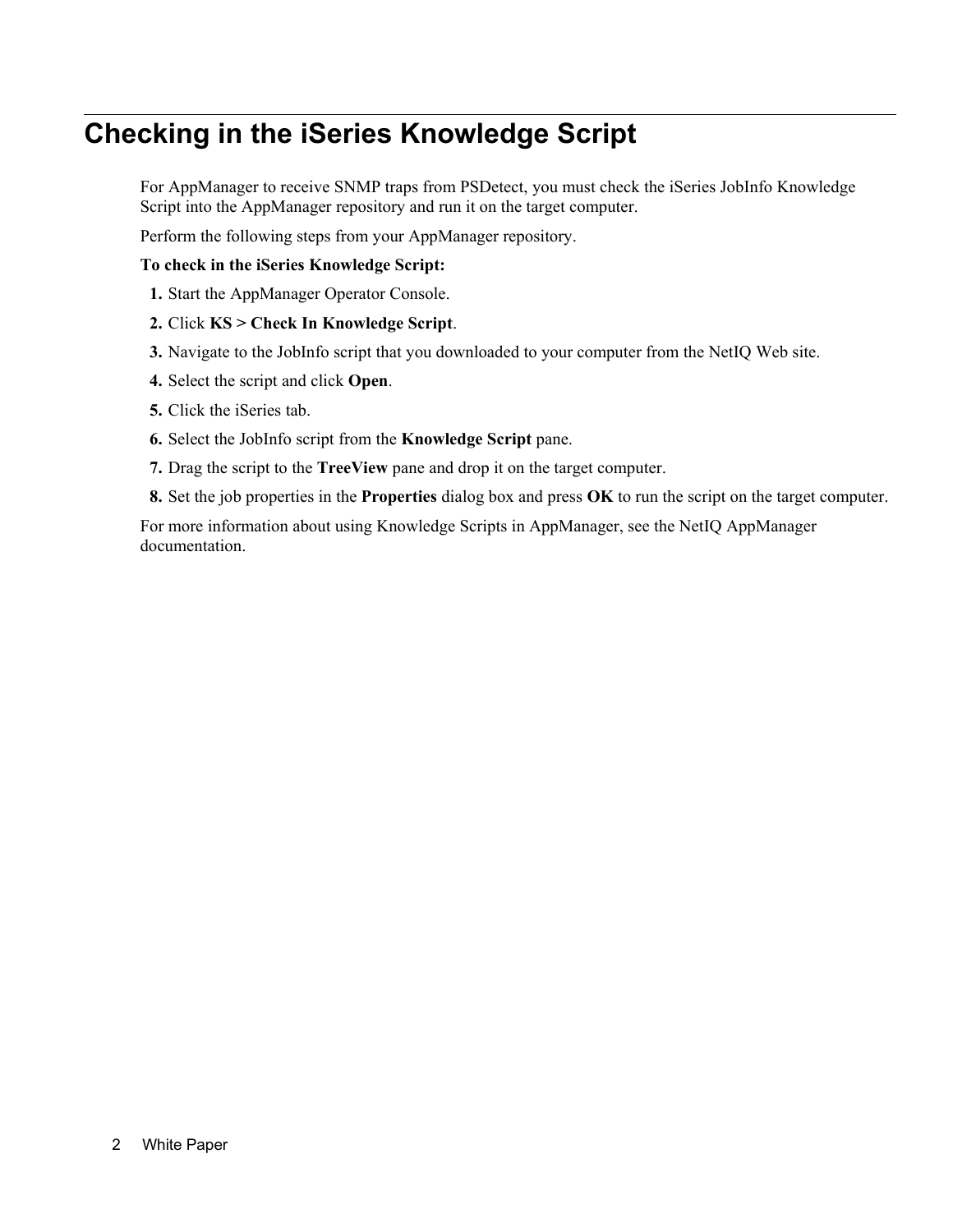# Checking in the iSeries Knowledge Script

For AppManager to receive SNMP traps from PSDetect, you must check the iSeries JobInfo Knowledge Script into the AppManager repository and run it on the target computer.

Perform the following steps from your AppManager repository.

**To check in the iSeries Knowledge Script:**

1. Start the AppManager Operator Console.
2. Click **KS > Check In Knowledge Script**.
3. Navigate to the JobInfo script that you downloaded to your computer from the NetIQ Web site.
4. Select the script and click **Open**.
5. Click the iSeries tab.
6. Select the JobInfo script from the **Knowledge Script** pane.
7. Drag the script to the **TreeView** pane and drop it on the target computer.
8. Set the job properties in the **Properties** dialog box and press **OK** to run the script on the target computer.

For more information about using Knowledge Scripts in AppManager, see the NetIQ AppManager documentation.